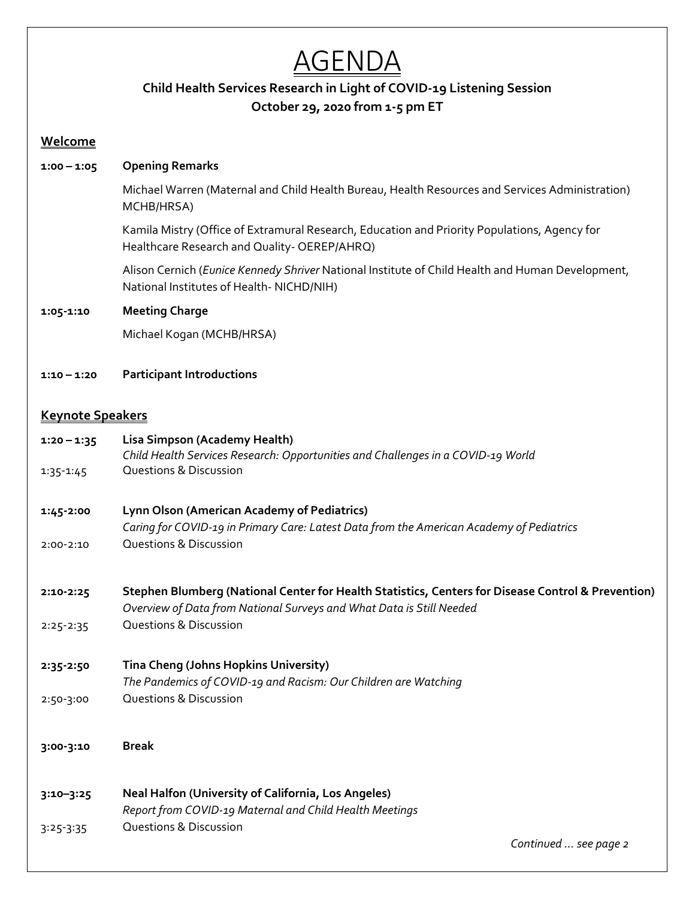# AGENDA

**Child Health Services Research in Light of COVID-19 Listening Session**
**October 29, 2020 from 1-5 pm ET**

## Welcome

**1:00 – 1:05 Opening Remarks**

Michael Warren (Maternal and Child Health Bureau, Health Resources and Services Administration) MCHB/HRSA)

Kamila Mistry (Office of Extramural Research, Education and Priority Populations, Agency for Healthcare Research and Quality- OEREP/AHRQ)

Alison Cernich (*Eunice Kennedy Shriver* National Institute of Child Health and Human Development, National Institutes of Health- NICHD/NIH)

**1:05-1:10 Meeting Charge**

Michael Kogan (MCHB/HRSA)

**1:10 – 1:20 Participant Introductions**

## Keynote Speakers

**1:20 – 1:35 Lisa Simpson (Academy Health)**
*Child Health Services Research: Opportunities and Challenges in a COVID-19 World*
1:35-1:45 Questions & Discussion

**1:45-2:00 Lynn Olson (American Academy of Pediatrics)**
*Caring for COVID-19 in Primary Care: Latest Data from the American Academy of Pediatrics*
2:00-2:10 Questions & Discussion

**2:10-2:25 Stephen Blumberg (National Center for Health Statistics, Centers for Disease Control & Prevention)**
*Overview of Data from National Surveys and What Data is Still Needed*
2:25-2:35 Questions & Discussion

**2:35-2:50 Tina Cheng (Johns Hopkins University)**
*The Pandemics of COVID-19 and Racism: Our Children are Watching*
2:50-3:00 Questions & Discussion

**3:00-3:10 Break**

**3:10–3:25 Neal Halfon (University of California, Los Angeles)**
*Report from COVID-19 Maternal and Child Health Meetings*
3:25-3:35 Questions & Discussion

*Continued … see page 2*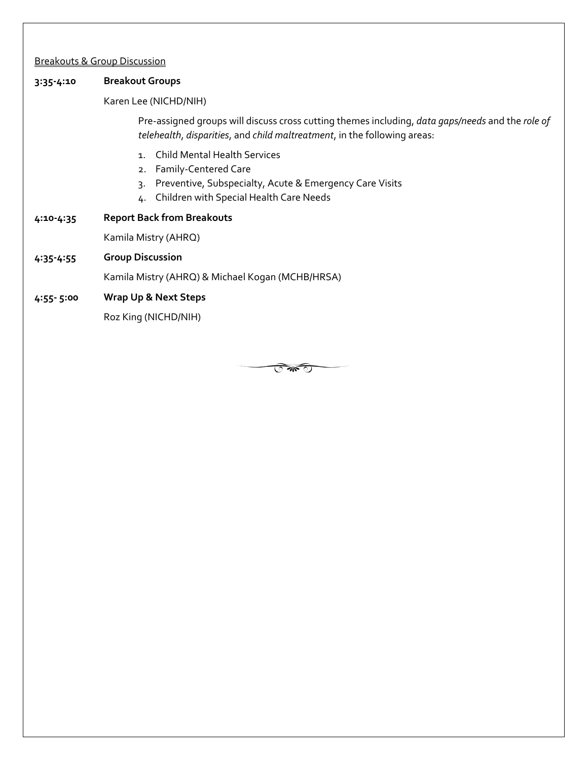<u>Breakouts & Group Discussion</u>

**3:35-4:10 Breakout Groups**

Karen Lee (NICHD/NIH)

Pre-assigned groups will discuss cross cutting themes including, *data gaps/needs* and the *role of telehealth*, *disparities*, and *child maltreatment*, in the following areas:

1. Child Mental Health Services
2. Family-Centered Care
3. Preventive, Subspecialty, Acute & Emergency Care Visits
4. Children with Special Health Care Needs

**4:10-4:35 Report Back from Breakouts**

Kamila Mistry (AHRQ)

**4:35-4:55 Group Discussion**

Kamila Mistry (AHRQ) & Michael Kogan (MCHB/HRSA)

**4:55- 5:00 Wrap Up & Next Steps**

Roz King (NICHD/NIH)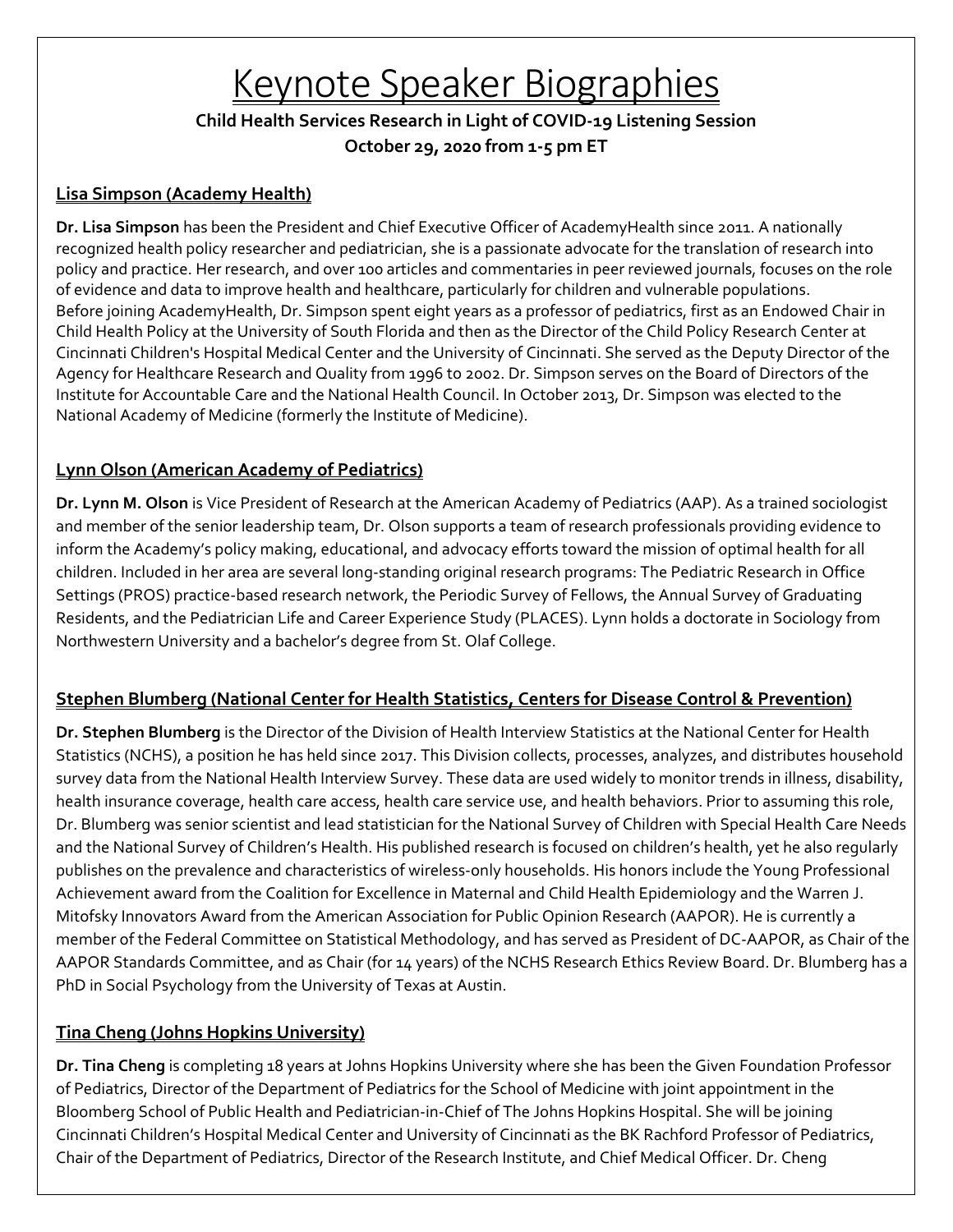# Keynote Speaker Biographies

**Child Health Services Research in Light of COVID-19 Listening Session**
**October 29, 2020 from 1-5 pm ET**

## Lisa Simpson (Academy Health)

**Dr. Lisa Simpson** has been the President and Chief Executive Officer of AcademyHealth since 2011. A nationally recognized health policy researcher and pediatrician, she is a passionate advocate for the translation of research into policy and practice. Her research, and over 100 articles and commentaries in peer reviewed journals, focuses on the role of evidence and data to improve health and healthcare, particularly for children and vulnerable populations. Before joining AcademyHealth, Dr. Simpson spent eight years as a professor of pediatrics, first as an Endowed Chair in Child Health Policy at the University of South Florida and then as the Director of the Child Policy Research Center at Cincinnati Children's Hospital Medical Center and the University of Cincinnati. She served as the Deputy Director of the Agency for Healthcare Research and Quality from 1996 to 2002. Dr. Simpson serves on the Board of Directors of the Institute for Accountable Care and the National Health Council. In October 2013, Dr. Simpson was elected to the National Academy of Medicine (formerly the Institute of Medicine).

## Lynn Olson (American Academy of Pediatrics)

**Dr. Lynn M. Olson** is Vice President of Research at the American Academy of Pediatrics (AAP). As a trained sociologist and member of the senior leadership team, Dr. Olson supports a team of research professionals providing evidence to inform the Academy's policy making, educational, and advocacy efforts toward the mission of optimal health for all children. Included in her area are several long-standing original research programs: The Pediatric Research in Office Settings (PROS) practice-based research network, the Periodic Survey of Fellows, the Annual Survey of Graduating Residents, and the Pediatrician Life and Career Experience Study (PLACES). Lynn holds a doctorate in Sociology from Northwestern University and a bachelor's degree from St. Olaf College.

## Stephen Blumberg (National Center for Health Statistics, Centers for Disease Control & Prevention)

**Dr. Stephen Blumberg** is the Director of the Division of Health Interview Statistics at the National Center for Health Statistics (NCHS), a position he has held since 2017. This Division collects, processes, analyzes, and distributes household survey data from the National Health Interview Survey. These data are used widely to monitor trends in illness, disability, health insurance coverage, health care access, health care service use, and health behaviors. Prior to assuming this role, Dr. Blumberg was senior scientist and lead statistician for the National Survey of Children with Special Health Care Needs and the National Survey of Children's Health. His published research is focused on children's health, yet he also regularly publishes on the prevalence and characteristics of wireless-only households. His honors include the Young Professional Achievement award from the Coalition for Excellence in Maternal and Child Health Epidemiology and the Warren J. Mitofsky Innovators Award from the American Association for Public Opinion Research (AAPOR). He is currently a member of the Federal Committee on Statistical Methodology, and has served as President of DC-AAPOR, as Chair of the AAPOR Standards Committee, and as Chair (for 14 years) of the NCHS Research Ethics Review Board. Dr. Blumberg has a PhD in Social Psychology from the University of Texas at Austin.

## Tina Cheng (Johns Hopkins University)

**Dr. Tina Cheng** is completing 18 years at Johns Hopkins University where she has been the Given Foundation Professor of Pediatrics, Director of the Department of Pediatrics for the School of Medicine with joint appointment in the Bloomberg School of Public Health and Pediatrician-in-Chief of The Johns Hopkins Hospital. She will be joining Cincinnati Children's Hospital Medical Center and University of Cincinnati as the BK Rachford Professor of Pediatrics, Chair of the Department of Pediatrics, Director of the Research Institute, and Chief Medical Officer. Dr. Cheng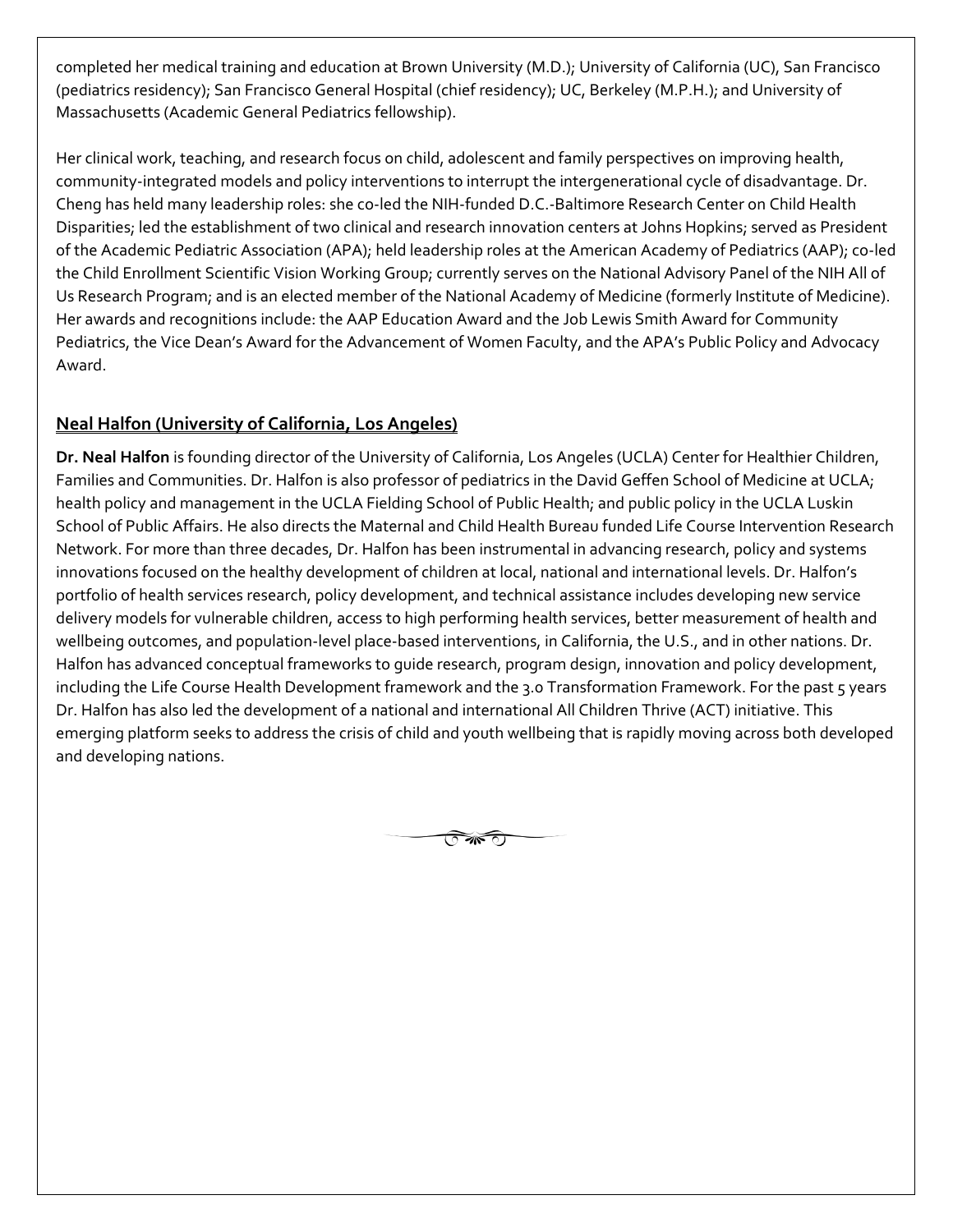completed her medical training and education at Brown University (M.D.); University of California (UC), San Francisco (pediatrics residency); San Francisco General Hospital (chief residency); UC, Berkeley (M.P.H.); and University of Massachusetts (Academic General Pediatrics fellowship).

Her clinical work, teaching, and research focus on child, adolescent and family perspectives on improving health, community-integrated models and policy interventions to interrupt the intergenerational cycle of disadvantage. Dr. Cheng has held many leadership roles: she co-led the NIH-funded D.C.-Baltimore Research Center on Child Health Disparities; led the establishment of two clinical and research innovation centers at Johns Hopkins; served as President of the Academic Pediatric Association (APA); held leadership roles at the American Academy of Pediatrics (AAP); co-led the Child Enrollment Scientific Vision Working Group; currently serves on the National Advisory Panel of the NIH All of Us Research Program; and is an elected member of the National Academy of Medicine (formerly Institute of Medicine). Her awards and recognitions include: the AAP Education Award and the Job Lewis Smith Award for Community Pediatrics, the Vice Dean's Award for the Advancement of Women Faculty, and the APA's Public Policy and Advocacy Award.

## Neal Halfon (University of California, Los Angeles)

**Dr. Neal Halfon** is founding director of the University of California, Los Angeles (UCLA) Center for Healthier Children, Families and Communities. Dr. Halfon is also professor of pediatrics in the David Geffen School of Medicine at UCLA; health policy and management in the UCLA Fielding School of Public Health; and public policy in the UCLA Luskin School of Public Affairs. He also directs the Maternal and Child Health Bureau funded Life Course Intervention Research Network. For more than three decades, Dr. Halfon has been instrumental in advancing research, policy and systems innovations focused on the healthy development of children at local, national and international levels. Dr. Halfon's portfolio of health services research, policy development, and technical assistance includes developing new service delivery models for vulnerable children, access to high performing health services, better measurement of health and wellbeing outcomes, and population-level place-based interventions, in California, the U.S., and in other nations. Dr. Halfon has advanced conceptual frameworks to guide research, program design, innovation and policy development, including the Life Course Health Development framework and the 3.0 Transformation Framework. For the past 5 years Dr. Halfon has also led the development of a national and international All Children Thrive (ACT) initiative. This emerging platform seeks to address the crisis of child and youth wellbeing that is rapidly moving across both developed and developing nations.